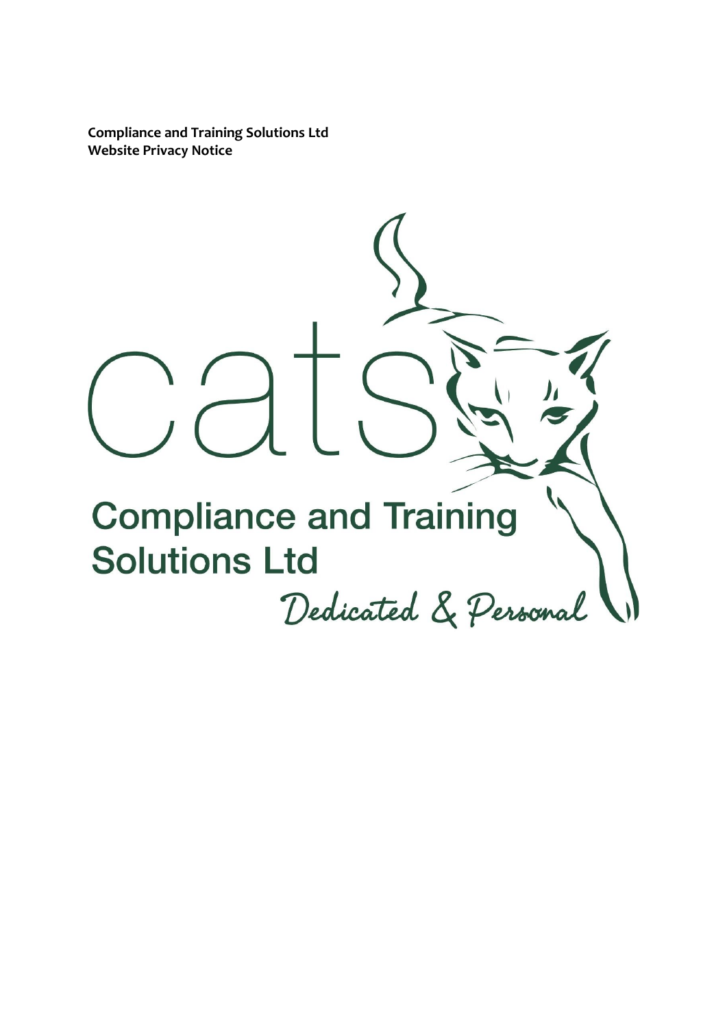**Compliance and Training Solutions Ltd**
**Website Privacy Notice**

cats

Compliance and Training Solutions Ltd

*Dedicated & Personal*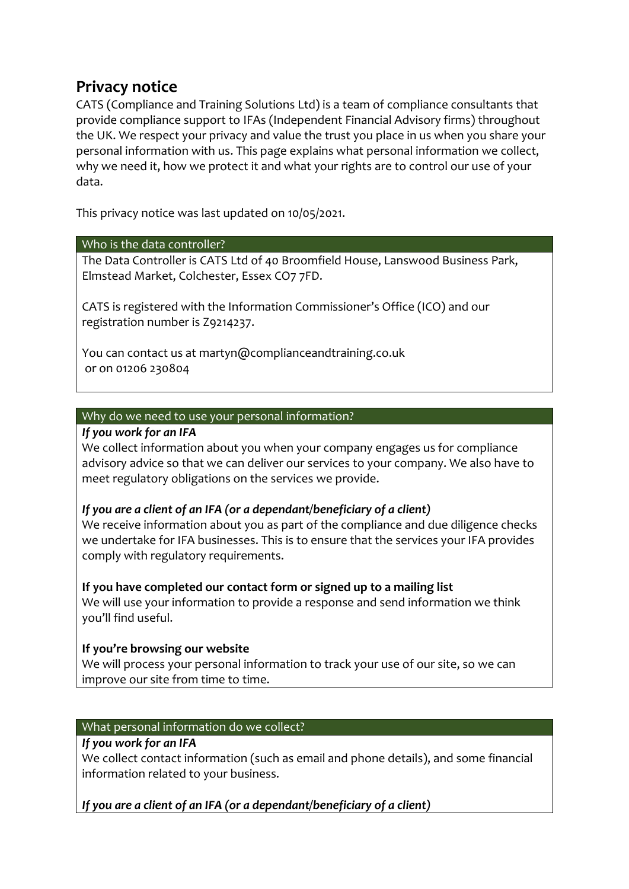## Privacy notice

CATS (Compliance and Training Solutions Ltd) is a team of compliance consultants that provide compliance support to IFAs (Independent Financial Advisory firms) throughout the UK. We respect your privacy and value the trust you place in us when you share your personal information with us. This page explains what personal information we collect, why we need it, how we protect it and what your rights are to control our use of your data.

This privacy notice was last updated on 10/05/2021.

### Who is the data controller?

The Data Controller is CATS Ltd of 40 Broomfield House, Lanswood Business Park, Elmstead Market, Colchester, Essex CO7 7FD.

CATS is registered with the Information Commissioner's Office (ICO) and our registration number is Z9214237.

You can contact us at martyn@complianceandtraining.co.uk or on 01206 230804

### Why do we need to use your personal information?

***If you work for an IFA***

We collect information about you when your company engages us for compliance advisory advice so that we can deliver our services to your company. We also have to meet regulatory obligations on the services we provide.

***If you are a client of an IFA (or a dependant/beneficiary of a client)***

We receive information about you as part of the compliance and due diligence checks we undertake for IFA businesses. This is to ensure that the services your IFA provides comply with regulatory requirements.

**If you have completed our contact form or signed up to a mailing list**

We will use your information to provide a response and send information we think you'll find useful.

**If you're browsing our website**

We will process your personal information to track your use of our site, so we can improve our site from time to time.

### What personal information do we collect?

***If you work for an IFA***

We collect contact information (such as email and phone details), and some financial information related to your business.

***If you are a client of an IFA (or a dependant/beneficiary of a client)***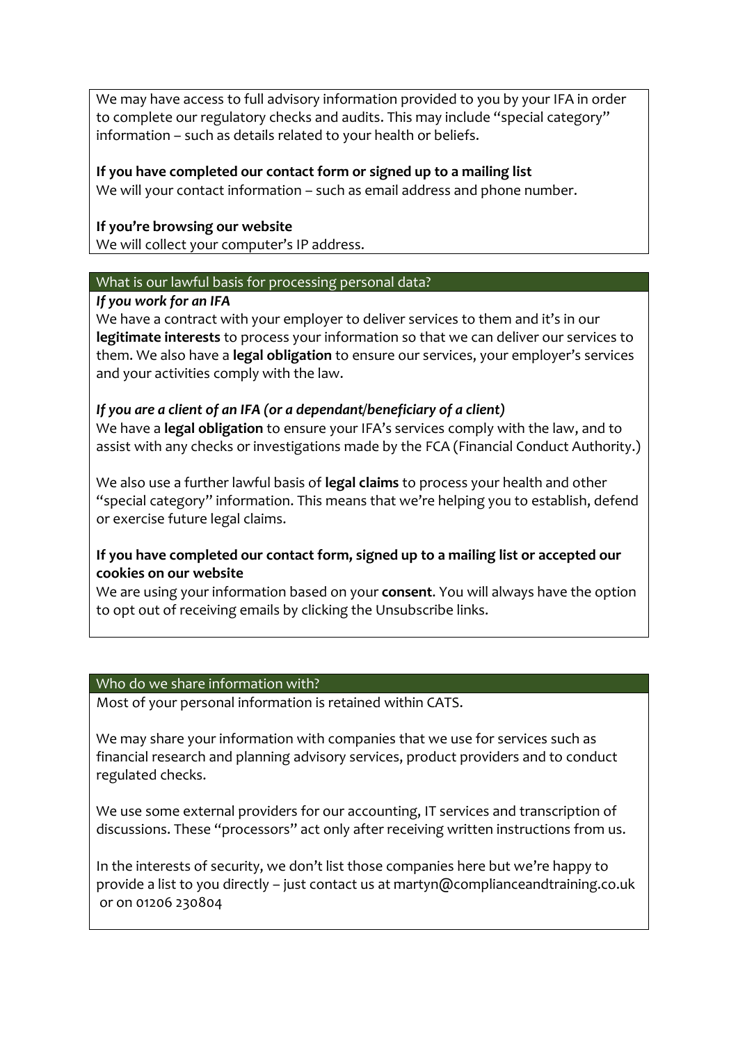We may have access to full advisory information provided to you by your IFA in order to complete our regulatory checks and audits. This may include "special category" information – such as details related to your health or beliefs.

**If you have completed our contact form or signed up to a mailing list**
We will your contact information – such as email address and phone number.

**If you're browsing our website**
We will collect your computer's IP address.

## What is our lawful basis for processing personal data?

***If you work for an IFA***
We have a contract with your employer to deliver services to them and it's in our **legitimate interests** to process your information so that we can deliver our services to them. We also have a **legal obligation** to ensure our services, your employer's services and your activities comply with the law.

***If you are a client of an IFA (or a dependant/beneficiary of a client)***
We have a **legal obligation** to ensure your IFA's services comply with the law, and to assist with any checks or investigations made by the FCA (Financial Conduct Authority.)

We also use a further lawful basis of **legal claims** to process your health and other "special category" information. This means that we're helping you to establish, defend or exercise future legal claims.

**If you have completed our contact form, signed up to a mailing list or accepted our cookies on our website**
We are using your information based on your **consent**. You will always have the option to opt out of receiving emails by clicking the Unsubscribe links.

## Who do we share information with?

Most of your personal information is retained within CATS.

We may share your information with companies that we use for services such as financial research and planning advisory services, product providers and to conduct regulated checks.

We use some external providers for our accounting, IT services and transcription of discussions. These "processors" act only after receiving written instructions from us.

In the interests of security, we don't list those companies here but we're happy to provide a list to you directly – just contact us at martyn@complianceandtraining.co.uk or on 01206 230804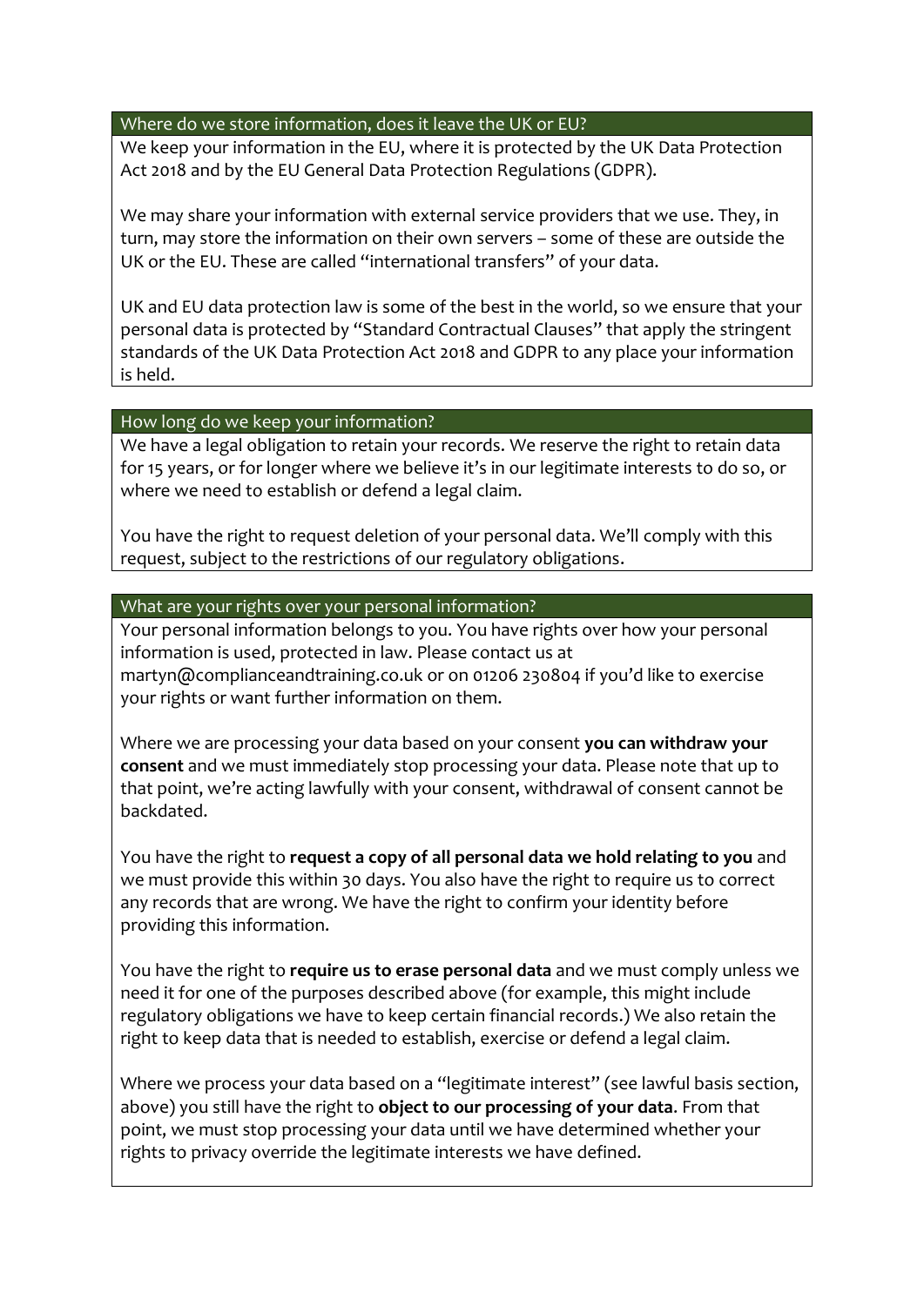## Where do we store information, does it leave the UK or EU?

We keep your information in the EU, where it is protected by the UK Data Protection Act 2018 and by the EU General Data Protection Regulations (GDPR).

We may share your information with external service providers that we use. They, in turn, may store the information on their own servers – some of these are outside the UK or the EU. These are called "international transfers" of your data.

UK and EU data protection law is some of the best in the world, so we ensure that your personal data is protected by "Standard Contractual Clauses" that apply the stringent standards of the UK Data Protection Act 2018 and GDPR to any place your information is held.

## How long do we keep your information?

We have a legal obligation to retain your records. We reserve the right to retain data for 15 years, or for longer where we believe it's in our legitimate interests to do so, or where we need to establish or defend a legal claim.

You have the right to request deletion of your personal data. We'll comply with this request, subject to the restrictions of our regulatory obligations.

## What are your rights over your personal information?

Your personal information belongs to you. You have rights over how your personal information is used, protected in law. Please contact us at martyn@complianceandtraining.co.uk or on 01206 230804 if you'd like to exercise your rights or want further information on them.

Where we are processing your data based on your consent **you can withdraw your consent** and we must immediately stop processing your data. Please note that up to that point, we're acting lawfully with your consent, withdrawal of consent cannot be backdated.

You have the right to **request a copy of all personal data we hold relating to you** and we must provide this within 30 days. You also have the right to require us to correct any records that are wrong. We have the right to confirm your identity before providing this information.

You have the right to **require us to erase personal data** and we must comply unless we need it for one of the purposes described above (for example, this might include regulatory obligations we have to keep certain financial records.) We also retain the right to keep data that is needed to establish, exercise or defend a legal claim.

Where we process your data based on a "legitimate interest" (see lawful basis section, above) you still have the right to **object to our processing of your data**. From that point, we must stop processing your data until we have determined whether your rights to privacy override the legitimate interests we have defined.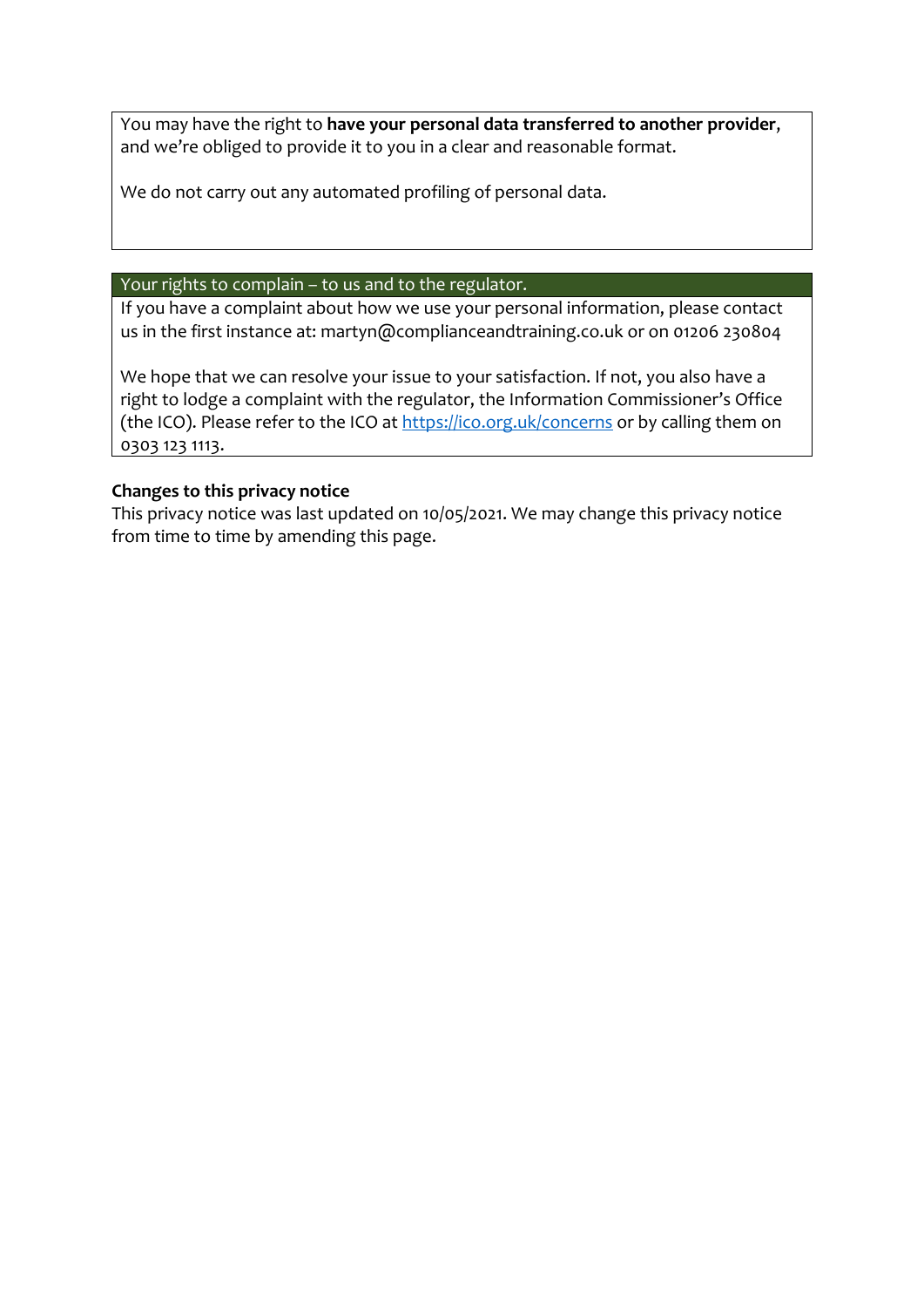You may have the right to **have your personal data transferred to another provider**, and we're obliged to provide it to you in a clear and reasonable format.

We do not carry out any automated profiling of personal data.

## Your rights to complain – to us and to the regulator.

If you have a complaint about how we use your personal information, please contact us in the first instance at: martyn@complianceandtraining.co.uk or on 01206 230804

We hope that we can resolve your issue to your satisfaction. If not, you also have a right to lodge a complaint with the regulator, the Information Commissioner's Office (the ICO). Please refer to the ICO at https://ico.org.uk/concerns or by calling them on 0303 123 1113.

**Changes to this privacy notice**

This privacy notice was last updated on 10/05/2021. We may change this privacy notice from time to time by amending this page.